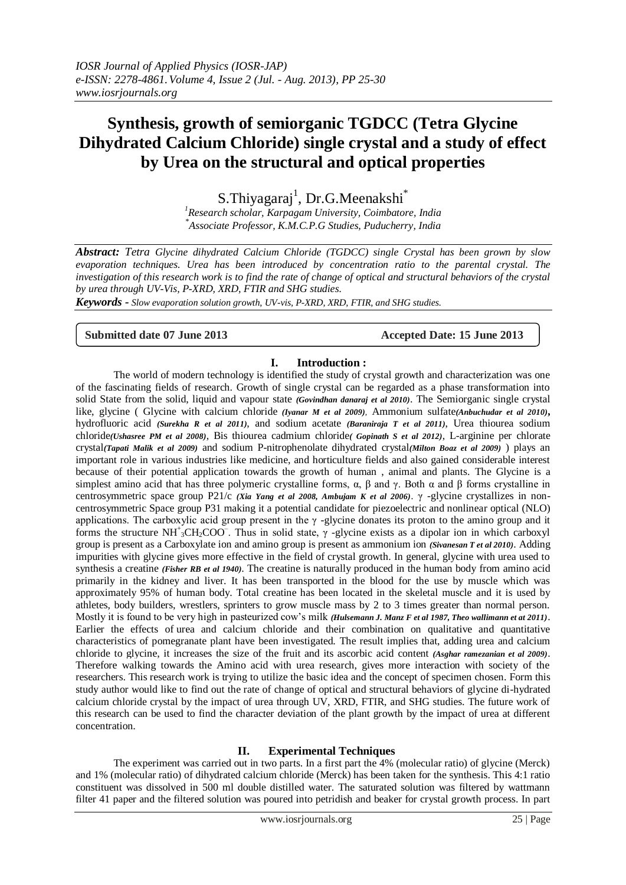# Synthesis, growth of semiorganic TGDCC (Tetra Glycine Dihydrated Calcium Chloride) single crystal and a study of effect by Urea on the structural and optical properties

S.Thiyagaraj[1], Dr.G.Meenakshi[*]

[1]*Research scholar, Karpagam University, Coimbatore, India*
[*]*Associate Professor, K.M.C.P.G Studies, Puducherry, India*

***Abstract:*** *Tetra Glycine dihydrated Calcium Chloride (TGDCC) single Crystal has been grown by slow evaporation techniques. Urea has been introduced by concentration ratio to the parental crystal. The investigation of this research work is to find the rate of change of optical and structural behaviors of the crystal by urea through UV-Vis, P-XRD, XRD, FTIR and SHG studies.*

***Keywords -*** *Slow evaporation solution growth, UV-vis, P-XRD, XRD, FTIR, and SHG studies.*

**Submitted date 07 June 2013** **Accepted Date: 15 June 2013**

## I. Introduction :

The world of modern technology is identified the study of crystal growth and characterization was one of the fascinating fields of research. Growth of single crystal can be regarded as a phase transformation into solid State from the solid, liquid and vapour state ***(Govindhan danaraj et al 2010)***. The Semiorganic single crystal like, glycine ( Glycine with calcium chloride ***(Iyanar M et al 2009)***, Ammonium sulfate***(Anbuchudar et al 2010)*****,** hydrofluoric acid ***(Surekha R et al 2011)***, and sodium acetate ***(Baraniraja T et al 2011)***, Urea thiourea sodium chloride***(Ushasree PM et al 2008)***, Bis thiourea cadmium chloride***( Gopinath S et al 2012)***, L-arginine per chlorate crystal***(Tapati Malik et al 2009)*** and sodium P-nitrophenolate dihydrated crystal***(Milton Boaz et al 2009)*** ) plays an important role in various industries like medicine, and horticulture fields and also gained considerable interest because of their potential application towards the growth of human , animal and plants. The Glycine is a simplest amino acid that has three polymeric crystalline forms, α, β and γ. Both α and β forms crystalline in centrosymmetric space group P21/c ***(Xia Yang et al 2008, Ambujam K et al 2006)***. γ -glycine crystallizes in non-centrosymmetric Space group P31 making it a potential candidate for piezoelectric and nonlinear optical (NLO) applications. The carboxylic acid group present in the γ -glycine donates its proton to the amino group and it forms the structure $NH_3^+CH_2COO^-$. Thus in solid state, γ -glycine exists as a dipolar ion in which carboxyl group is present as a Carboxylate ion and amino group is present as ammonium ion ***(Sivanesan T et al 2010)***. Adding impurities with glycine gives more effective in the field of crystal growth. In general, glycine with urea used to synthesis a creatine ***(Fisher RB et al 1940)***. The creatine is naturally produced in the human body from amino acid primarily in the kidney and liver. It has been transported in the blood for the use by muscle which was approximately 95% of human body. Total creatine has been located in the skeletal muscle and it is used by athletes, body builders, wrestlers, sprinters to grow muscle mass by 2 to 3 times greater than normal person. Mostly it is found to be very high in pasteurized cow's milk ***(Hulsemann J. Manz F et al 1987, Theo wallimann et at 2011)***. Earlier the effects of urea and calcium chloride and their combination on qualitative and quantitative characteristics of pomegranate plant have been investigated. The result implies that, adding urea and calcium chloride to glycine, it increases the size of the fruit and its ascorbic acid content ***(Asghar ramezanian et al 2009)***. Therefore walking towards the Amino acid with urea research, gives more interaction with society of the researchers. This research work is trying to utilize the basic idea and the concept of specimen chosen. Form this study author would like to find out the rate of change of optical and structural behaviors of glycine di-hydrated calcium chloride crystal by the impact of urea through UV, XRD, FTIR, and SHG studies. The future work of this research can be used to find the character deviation of the plant growth by the impact of urea at different concentration.

## II. Experimental Techniques

The experiment was carried out in two parts. In a first part the 4% (molecular ratio) of glycine (Merck) and 1% (molecular ratio) of dihydrated calcium chloride (Merck) has been taken for the synthesis. This 4:1 ratio constituent was dissolved in 500 ml double distilled water. The saturated solution was filtered by wattmann filter 41 paper and the filtered solution was poured into petridish and beaker for crystal growth process. In part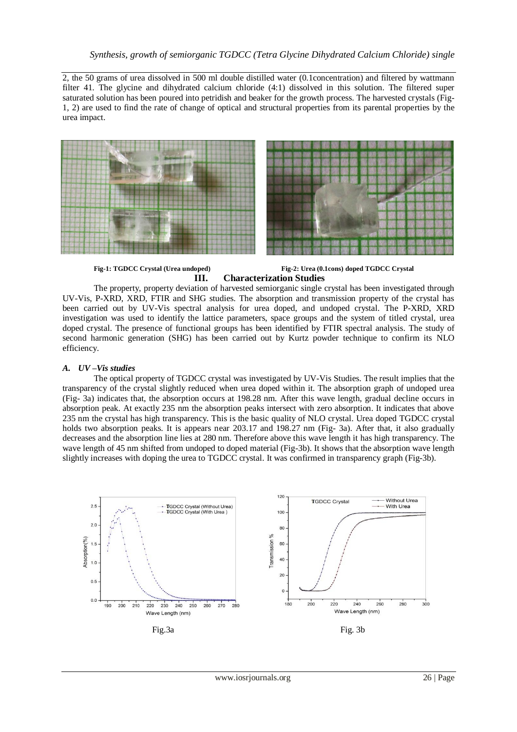2, the 50 grams of urea dissolved in 500 ml double distilled water (0.1concentration) and filtered by wattmann filter 41. The glycine and dihydrated calcium chloride (4:1) dissolved in this solution. The filtered super saturated solution has been poured into petridish and beaker for the growth process. The harvested crystals (Fig-1, 2) are used to find the rate of change of optical and structural properties from its parental properties by the urea impact.

**Fig-1: TGDCC Crystal (Urea undoped)**

**Fig-2: Urea (0.1cons) doped TGDCC Crystal**

## III. Characterization Studies

The property, property deviation of harvested semiorganic single crystal has been investigated through UV-Vis, P-XRD, XRD, FTIR and SHG studies. The absorption and transmission property of the crystal has been carried out by UV-Vis spectral analysis for urea doped, and undoped crystal. The P-XRD, XRD investigation was used to identify the lattice parameters, space groups and the system of titled crystal, urea doped crystal. The presence of functional groups has been identified by FTIR spectral analysis. The study of second harmonic generation (SHG) has been carried out by Kurtz powder technique to confirm its NLO efficiency.

### *A. UV –Vis studies*

The optical property of TGDCC crystal was investigated by UV-Vis Studies. The result implies that the transparency of the crystal slightly reduced when urea doped within it. The absorption graph of undoped urea (Fig- 3a) indicates that, the absorption occurs at 198.28 nm. After this wave length, gradual decline occurs in absorption peak. At exactly 235 nm the absorption peaks intersect with zero absorption. It indicates that above 235 nm the crystal has high transparency. This is the basic quality of NLO crystal. Urea doped TGDCC crystal holds two absorption peaks. It is appears near 203.17 and 198.27 nm (Fig- 3a). After that, it also gradually decreases and the absorption line lies at 280 nm. Therefore above this wave length it has high transparency. The wave length of 45 nm shifted from undoped to doped material (Fig-3b). It shows that the absorption wave length slightly increases with doping the urea to TGDCC crystal. It was confirmed in transparency graph (Fig-3b).

Fig.3a

Fig. 3b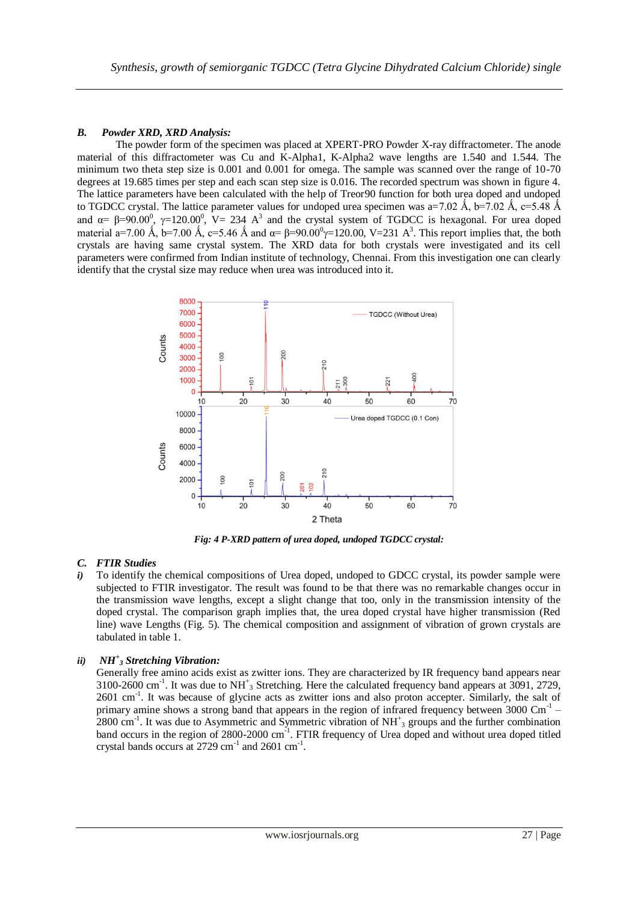### B. *Powder XRD, XRD Analysis:*

The powder form of the specimen was placed at XPERT-PRO Powder X-ray diffractometer. The anode material of this diffractometer was Cu and K-Alpha1, K-Alpha2 wave lengths are 1.540 and 1.544. The minimum two theta step size is 0.001 and 0.001 for omega. The sample was scanned over the range of 10-70 degrees at 19.685 times per step and each scan step size is 0.016. The recorded spectrum was shown in figure 4. The lattice parameters have been calculated with the help of Treor90 function for both urea doped and undoped to TGDCC crystal. The lattice parameter values for undoped urea specimen was a=7.02 Ǻ, b=7.02 Ǻ, c=5.48 Ǻ and $\alpha= \beta=90.00^0$, $\gamma=120.00^0$, V= 234 $A^3$ and the crystal system of TGDCC is hexagonal. For urea doped material a=7.00 Ǻ, b=7.00 Ǻ, c=5.46 Ǻ and $\alpha= \beta=90.00^0\gamma=120.00$, V=231 $A^3$. This report implies that, the both crystals are having same crystal system. The XRD data for both crystals were investigated and its cell parameters were confirmed from Indian institute of technology, Chennai. From this investigation one can clearly identify that the crystal size may reduce when urea was introduced into it.

*Fig: 4 P-XRD pattern of urea doped, undoped TGDCC crystal:*

### C. *FTIR Studies*

***i)*** To identify the chemical compositions of Urea doped, undoped to GDCC crystal, its powder sample were subjected to FTIR investigator. The result was found to be that there was no remarkable changes occur in the transmission wave lengths, except a slight change that too, only in the transmission intensity of the doped crystal. The comparison graph implies that, the urea doped crystal have higher transmission (Red line) wave Lengths (Fig. 5). The chemical composition and assignment of vibration of grown crystals are tabulated in table 1.

***ii)*** ***$NH^+_3$ Stretching Vibration:***

Generally free amino acids exist as zwitter ions. They are characterized by IR frequency band appears near 3100-2600 $cm^{-1}$. It was due to $NH^+_3$ Stretching. Here the calculated frequency band appears at 3091, 2729, 2601 $cm^{-1}$. It was because of glycine acts as zwitter ions and also proton accepter. Similarly, the salt of primary amine shows a strong band that appears in the region of infrared frequency between 3000 $Cm^{-1}$ – 2800 $cm^{-1}$. It was due to Asymmetric and Symmetric vibration of $NH^+_3$ groups and the further combination band occurs in the region of 2800-2000 $cm^{-1}$. FTIR frequency of Urea doped and without urea doped titled crystal bands occurs at 2729 $cm^{-1}$ and 2601 $cm^{-1}$.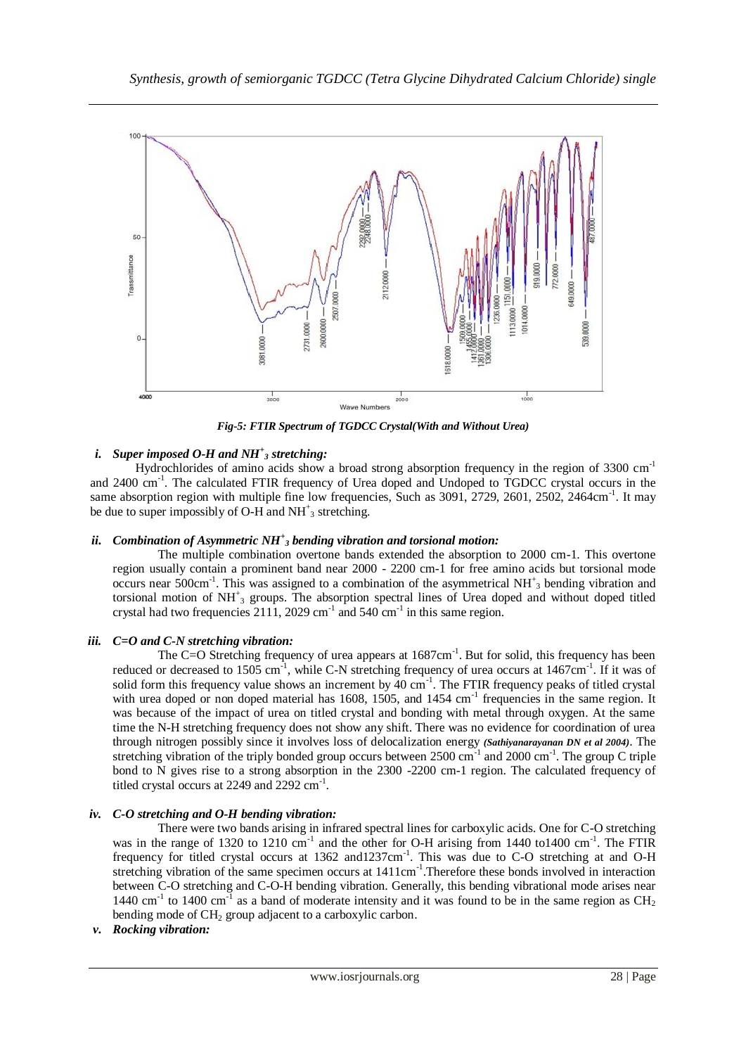Fig-5: FTIR Spectrum of TGDCC Crystal(With and Without Urea)

### *i. Super imposed O-H and $NH^+_3$ stretching:*

Hydrochlorides of amino acids show a broad strong absorption frequency in the region of 3300 $cm^{-1}$ and 2400 $cm^{-1}$. The calculated FTIR frequency of Urea doped and Undoped to TGDCC crystal occurs in the same absorption region with multiple fine low frequencies, Such as 3091, 2729, 2601, 2502, 2464$cm^{-1}$. It may be due to super impossibly of O-H and $NH^+_3$ stretching.

### *ii. Combination of Asymmetric $NH^+_3$ bending vibration and torsional motion:*

The multiple combination overtone bands extended the absorption to 2000 cm-1. This overtone region usually contain a prominent band near 2000 - 2200 cm-1 for free amino acids but torsional mode occurs near 500$cm^{-1}$. This was assigned to a combination of the asymmetrical $NH^+_3$ bending vibration and torsional motion of $NH^+_3$ groups. The absorption spectral lines of Urea doped and without doped titled crystal had two frequencies 2111, 2029 $cm^{-1}$ and 540 $cm^{-1}$ in this same region.

### *iii. C=O and C-N stretching vibration:*

The C=O Stretching frequency of urea appears at 1687$cm^{-1}$. But for solid, this frequency has been reduced or decreased to 1505 $cm^{-1}$, while C-N stretching frequency of urea occurs at 1467$cm^{-1}$. If it was of solid form this frequency value shows an increment by 40 $cm^{-1}$. The FTIR frequency peaks of titled crystal with urea doped or non doped material has 1608, 1505, and 1454 $cm^{-1}$ frequencies in the same region. It was because of the impact of urea on titled crystal and bonding with metal through oxygen. At the same time the N-H stretching frequency does not show any shift. There was no evidence for coordination of urea through nitrogen possibly since it involves loss of delocalization energy ***(Sathiyanarayanan DN et al 2004)***. The stretching vibration of the triply bonded group occurs between 2500 $cm^{-1}$ and 2000 $cm^{-1}$. The group C triple bond to N gives rise to a strong absorption in the 2300 -2200 cm-1 region. The calculated frequency of titled crystal occurs at 2249 and 2292 $cm^{-1}$.

### *iv. C-O stretching and O-H bending vibration:*

There were two bands arising in infrared spectral lines for carboxylic acids. One for C-O stretching was in the range of 1320 to 1210 $cm^{-1}$ and the other for O-H arising from 1440 to1400 $cm^{-1}$. The FTIR frequency for titled crystal occurs at 1362 and1237$cm^{-1}$. This was due to C-O stretching at and O-H stretching vibration of the same specimen occurs at 1411$cm^{-1}$.Therefore these bonds involved in interaction between C-O stretching and C-O-H bending vibration. Generally, this bending vibrational mode arises near 1440 $cm^{-1}$ to 1400 $cm^{-1}$ as a band of moderate intensity and it was found to be in the same region as $CH_2$ bending mode of $CH_2$ group adjacent to a carboxylic carbon.

### *v. Rocking vibration:*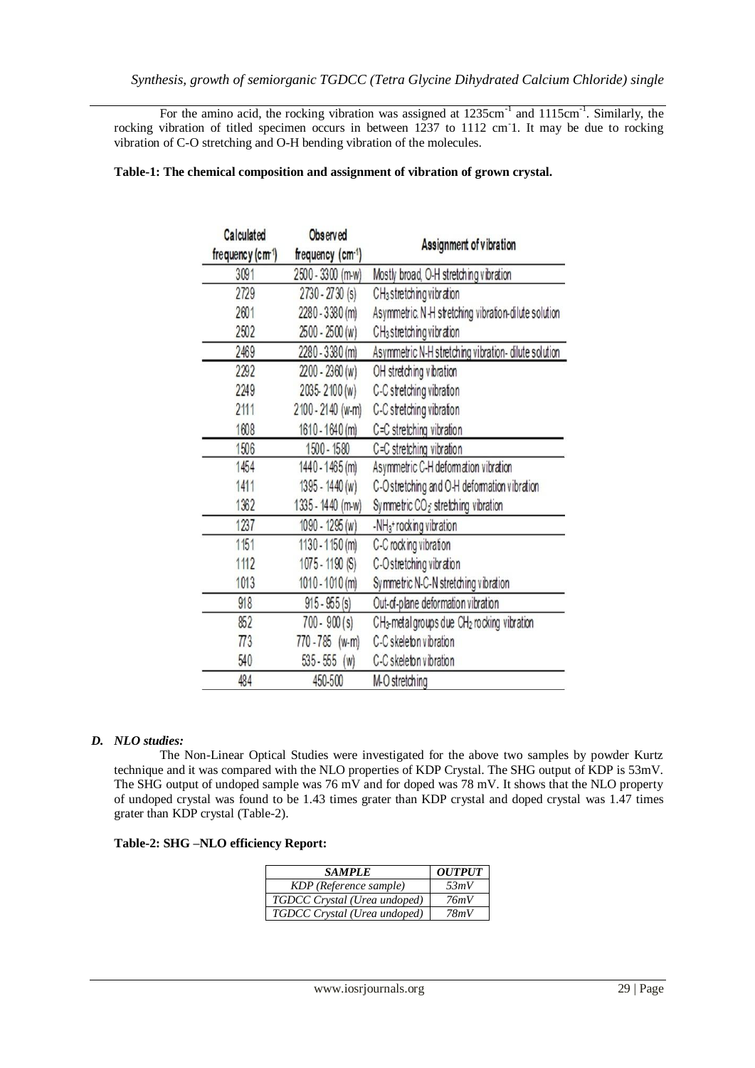For the amino acid, the rocking vibration was assigned at 1235cm$^{-1}$ and 1115cm$^{-1}$. Similarly, the rocking vibration of titled specimen occurs in between 1237 to 1112 cm$^{-}$1. It may be due to rocking vibration of C-O stretching and O-H bending vibration of the molecules.

**Table-1: The chemical composition and assignment of vibration of grown crystal.**

| Calculated frequency (cm$^{-1}$) | Observed frequency (cm$^{-1}$) | Assignment of vibration |
|---|---|---|
| 3091 | 2500 - 3300 (m-w) | Mostly broad, O-H stretching vibration |
| 2729 | 2730 - 2730 (s) | $CH_3$ stretching vibration |
| 2601 | 2280 - 3380 (m) | Asymmetric. N-H stretching vibration-dilute solution |
| 2502 | 2500 - 2500 (w) | $CH_3$ stretching vibration |
| 2469 | 2280 - 3380 (m) | Asymmetric N-H stretching vibration- dilute solution |
| 2292 | 2200 - 2360 (w) | OH stretching vibration |
| 2249 | 2035- 2100 (w) | C-C stretching vibration |
| 2111 | 2100 - 2140 (w-m) | C-C stretching vibration |
| 1608 | 1610 - 1640 (m) | C=C stretching vibration |
| 1506 | 1500 - 1580 | C=C stretching vibration |
| 1454 | 1440 - 1465 (m) | Asymmetric C-H deformation vibration |
| 1411 | 1395 - 1440 (w) | C-O stretching and O-H deformation vibration |
| 1362 | 1335 - 1440 (m-w) | Symmetric $CO_2$ stretching vibration |
| 1237 | 1090 - 1295 (w) | -$NH_3^+$ rocking vibration |
| 1151 | 1130 - 1150 (m) | C-C rocking vibration |
| 1112 | 1075 - 1190 (S) | C-O stretching vibration |
| 1013 | 1010 - 1010 (m) | Symmetric N-C-N stretching vibration |
| 918 | 915 - 955 (s) | Out-of-plane deformation vibration |
| 852 | 700 - 900 (s) | $CH_2$-metal groups due $CH_2$ rocking vibration |
| 773 | 770 - 785 (w-m) | C-C skeleton vibration |
| 540 | 535 - 555 (w) | C-C skeleton vibration |
| 484 | 450-500 | M-O stretching |

### *D. NLO studies:*

The Non-Linear Optical Studies were investigated for the above two samples by powder Kurtz technique and it was compared with the NLO properties of KDP Crystal. The SHG output of KDP is 53mV. The SHG output of undoped sample was 76 mV and for doped was 78 mV. It shows that the NLO property of undoped crystal was found to be 1.43 times grater than KDP crystal and doped crystal was 1.47 times grater than KDP crystal (Table-2).

**Table-2: SHG –NLO efficiency Report:**

| *SAMPLE* | *OUTPUT* |
|---|---|
| *KDP (Reference sample)* | *53mV* |
| *TGDCC Crystal (Urea undoped)* | *76mV* |
| *TGDCC Crystal (Urea undoped)* | *78mV* |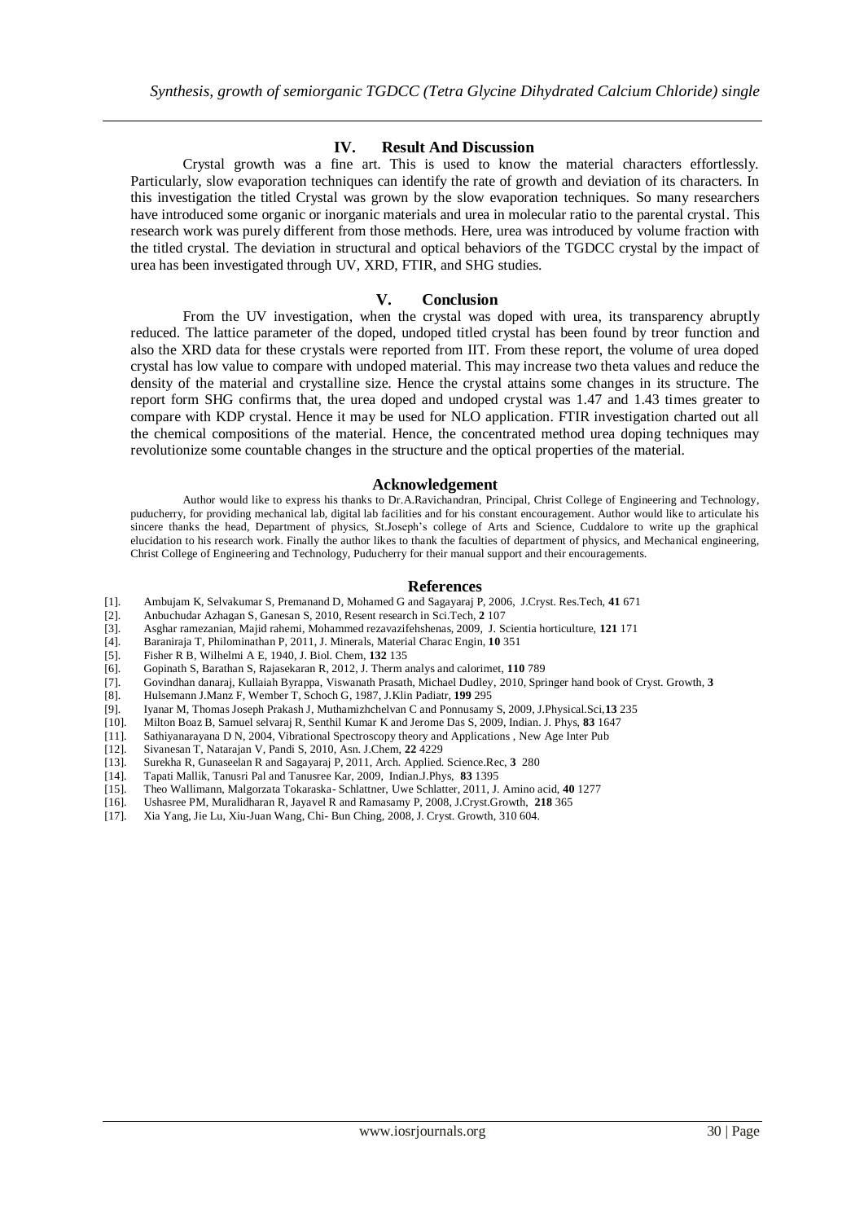## IV. Result And Discussion

Crystal growth was a fine art. This is used to know the material characters effortlessly. Particularly, slow evaporation techniques can identify the rate of growth and deviation of its characters. In this investigation the titled Crystal was grown by the slow evaporation techniques. So many researchers have introduced some organic or inorganic materials and urea in molecular ratio to the parental crystal. This research work was purely different from those methods. Here, urea was introduced by volume fraction with the titled crystal. The deviation in structural and optical behaviors of the TGDCC crystal by the impact of urea has been investigated through UV, XRD, FTIR, and SHG studies.

## V. Conclusion

From the UV investigation, when the crystal was doped with urea, its transparency abruptly reduced. The lattice parameter of the doped, undoped titled crystal has been found by treor function and also the XRD data for these crystals were reported from IIT. From these report, the volume of urea doped crystal has low value to compare with undoped material. This may increase two theta values and reduce the density of the material and crystalline size. Hence the crystal attains some changes in its structure. The report form SHG confirms that, the urea doped and undoped crystal was 1.47 and 1.43 times greater to compare with KDP crystal. Hence it may be used for NLO application. FTIR investigation charted out all the chemical compositions of the material. Hence, the concentrated method urea doping techniques may revolutionize some countable changes in the structure and the optical properties of the material.

## Acknowledgement

Author would like to express his thanks to Dr.A.Ravichandran, Principal, Christ College of Engineering and Technology, puducherry, for providing mechanical lab, digital lab facilities and for his constant encouragement. Author would like to articulate his sincere thanks the head, Department of physics, St.Joseph's college of Arts and Science, Cuddalore to write up the graphical elucidation to his research work. Finally the author likes to thank the faculties of department of physics, and Mechanical engineering, Christ College of Engineering and Technology, Puducherry for their manual support and their encouragements.

## References

[1]. Ambujam K, Selvakumar S, Premanand D, Mohamed G and Sagayaraj P, 2006, J.Cryst. Res.Tech, **41** 671
[2]. Anbuchudar Azhagan S, Ganesan S, 2010, Resent research in Sci.Tech, **2** 107
[3]. Asghar ramezanian, Majid rahemi, Mohammed rezavazifehshenas, 2009, J. Scientia horticulture, **121** 171
[4]. Baraniraja T, Philominathan P, 2011, J. Minerals, Material Charac Engin, **10** 351
[5]. Fisher R B, Wilhelmi A E, 1940, J. Biol. Chem, **132** 135
[6]. Gopinath S, Barathan S, Rajasekaran R, 2012, J. Therm analys and calorimet, **110** 789
[7]. Govindhan danaraj, Kullaiah Byrappa, Viswanath Prasath, Michael Dudley, 2010, Springer hand book of Cryst. Growth, **3**
[8]. Hulsemann J.Manz F, Wember T, Schoch G, 1987, J.Klin Padiatr, **199** 295
[9]. Iyanar M, Thomas Joseph Prakash J, Muthamizhchelvan C and Ponnusamy S, 2009, J.Physical.Sci,**13** 235
[10]. Milton Boaz B, Samuel selvaraj R, Senthil Kumar K and Jerome Das S, 2009, Indian. J. Phys, **83** 1647
[11]. Sathiyanarayana D N, 2004, Vibrational Spectroscopy theory and Applications , New Age Inter Pub
[12]. Sivanesan T, Natarajan V, Pandi S, 2010, Asn. J.Chem, **22** 4229
[13]. Surekha R, Gunaseelan R and Sagayaraj P, 2011, Arch. Applied. Science.Rec, **3** 280
[14]. Tapati Mallik, Tanusri Pal and Tanusree Kar, 2009, Indian.J.Phys, **83** 1395
[15]. Theo Wallimann, Malgorzata Tokaraska- Schlattner, Uwe Schlatter, 2011, J. Amino acid, **40** 1277
[16]. Ushasree PM, Muralidharan R, Jayavel R and Ramasamy P, 2008, J.Cryst.Growth, **218** 365
[17]. Xia Yang, Jie Lu, Xiu-Juan Wang, Chi- Bun Ching, 2008, J. Cryst. Growth, 310 604.